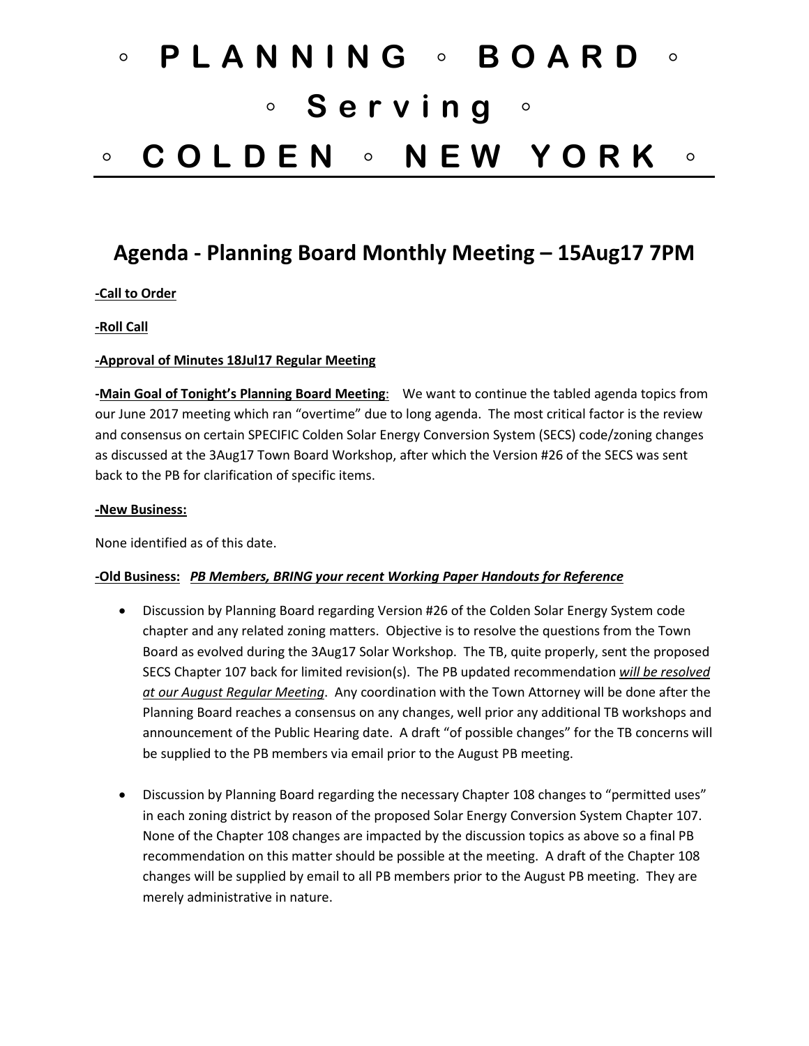# ◦ P L A N N I N G ◦ B O A R D ◦

# ◦ S e r v i n g ◦

# ◦ C O L D E N ◦ N E W Y O R K ◦

---

## Agenda - Planning Board Monthly Meeting – 15Aug17 7PM

**-Call to Order**

**-Roll Call**

**-Approval of Minutes 18Jul17 Regular Meeting**

**-Main Goal of Tonight's Planning Board Meeting**: We want to continue the tabled agenda topics from our June 2017 meeting which ran "overtime" due to long agenda. The most critical factor is the review and consensus on certain SPECIFIC Colden Solar Energy Conversion System (SECS) code/zoning changes as discussed at the 3Aug17 Town Board Workshop, after which the Version #26 of the SECS was sent back to the PB for clarification of specific items.

**-New Business:**

None identified as of this date.

**-Old Business:** ***PB Members, BRING your recent Working Paper Handouts for Reference***

- Discussion by Planning Board regarding Version #26 of the Colden Solar Energy System code chapter and any related zoning matters. Objective is to resolve the questions from the Town Board as evolved during the 3Aug17 Solar Workshop. The TB, quite properly, sent the proposed SECS Chapter 107 back for limited revision(s). The PB updated recommendation ***will be resolved at our August Regular Meeting***. Any coordination with the Town Attorney will be done after the Planning Board reaches a consensus on any changes, well prior any additional TB workshops and announcement of the Public Hearing date. A draft "of possible changes" for the TB concerns will be supplied to the PB members via email prior to the August PB meeting.

- Discussion by Planning Board regarding the necessary Chapter 108 changes to "permitted uses" in each zoning district by reason of the proposed Solar Energy Conversion System Chapter 107. None of the Chapter 108 changes are impacted by the discussion topics as above so a final PB recommendation on this matter should be possible at the meeting. A draft of the Chapter 108 changes will be supplied by email to all PB members prior to the August PB meeting. They are merely administrative in nature.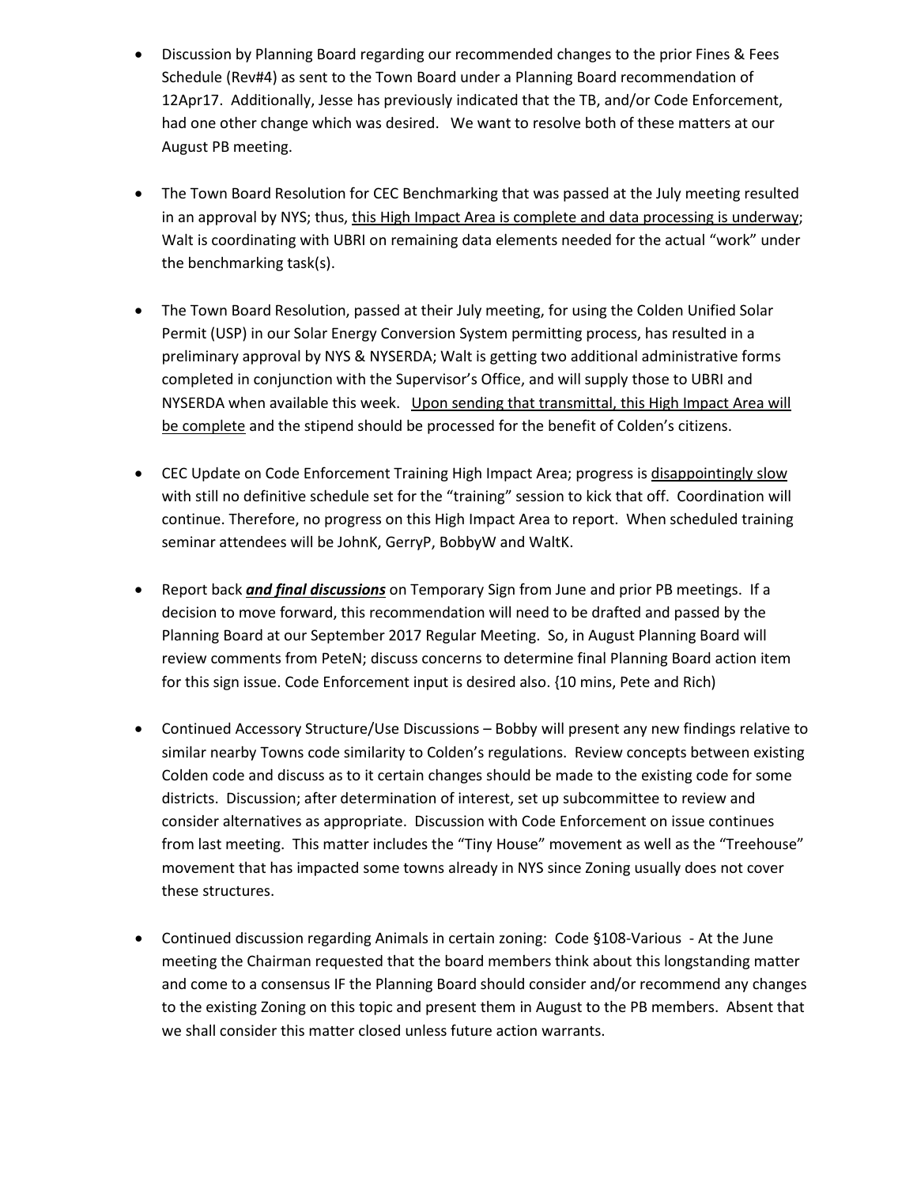- Discussion by Planning Board regarding our recommended changes to the prior Fines & Fees Schedule (Rev#4) as sent to the Town Board under a Planning Board recommendation of 12Apr17. Additionally, Jesse has previously indicated that the TB, and/or Code Enforcement, had one other change which was desired. We want to resolve both of these matters at our August PB meeting.

- The Town Board Resolution for CEC Benchmarking that was passed at the July meeting resulted in an approval by NYS; thus, <u>this High Impact Area is complete and data processing is underway</u>; Walt is coordinating with UBRI on remaining data elements needed for the actual "work" under the benchmarking task(s).

- The Town Board Resolution, passed at their July meeting, for using the Colden Unified Solar Permit (USP) in our Solar Energy Conversion System permitting process, has resulted in a preliminary approval by NYS & NYSERDA; Walt is getting two additional administrative forms completed in conjunction with the Supervisor's Office, and will supply those to UBRI and NYSERDA when available this week. <u>Upon sending that transmittal, this High Impact Area will be complete</u> and the stipend should be processed for the benefit of Colden's citizens.

- CEC Update on Code Enforcement Training High Impact Area; progress is <u>disappointingly slow</u> with still no definitive schedule set for the "training" session to kick that off. Coordination will continue. Therefore, no progress on this High Impact Area to report. When scheduled training seminar attendees will be JohnK, GerryP, BobbyW and WaltK.

- Report back <u>***and final discussions***</u> on Temporary Sign from June and prior PB meetings. If a decision to move forward, this recommendation will need to be drafted and passed by the Planning Board at our September 2017 Regular Meeting. So, in August Planning Board will review comments from PeteN; discuss concerns to determine final Planning Board action item for this sign issue. Code Enforcement input is desired also. {10 mins, Pete and Rich)

- Continued Accessory Structure/Use Discussions – Bobby will present any new findings relative to similar nearby Towns code similarity to Colden's regulations. Review concepts between existing Colden code and discuss as to it certain changes should be made to the existing code for some districts. Discussion; after determination of interest, set up subcommittee to review and consider alternatives as appropriate. Discussion with Code Enforcement on issue continues from last meeting. This matter includes the "Tiny House" movement as well as the "Treehouse" movement that has impacted some towns already in NYS since Zoning usually does not cover these structures.

- Continued discussion regarding Animals in certain zoning: Code §108-Various - At the June meeting the Chairman requested that the board members think about this longstanding matter and come to a consensus IF the Planning Board should consider and/or recommend any changes to the existing Zoning on this topic and present them in August to the PB members. Absent that we shall consider this matter closed unless future action warrants.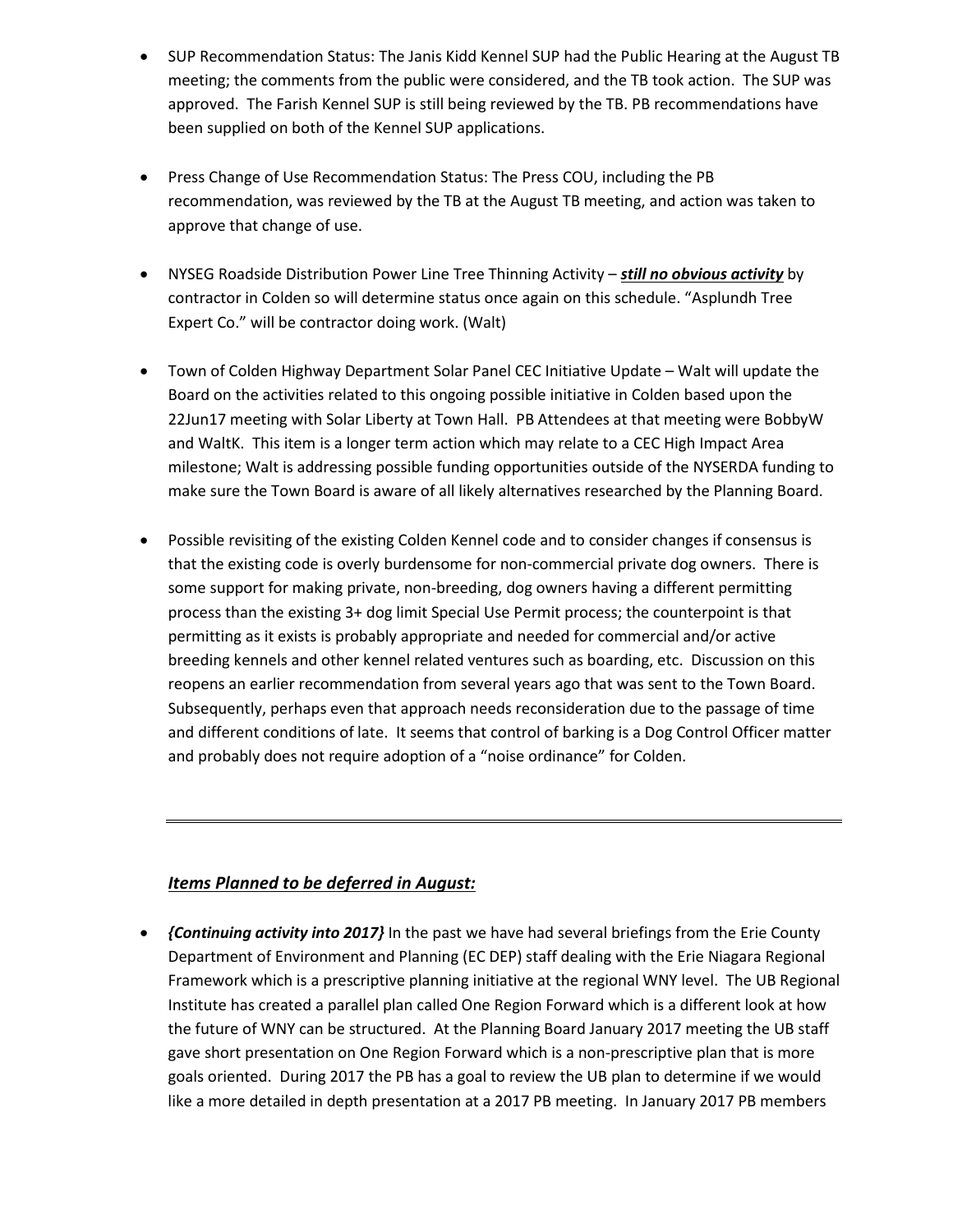- SUP Recommendation Status: The Janis Kidd Kennel SUP had the Public Hearing at the August TB meeting; the comments from the public were considered, and the TB took action. The SUP was approved. The Farish Kennel SUP is still being reviewed by the TB. PB recommendations have been supplied on both of the Kennel SUP applications.

- Press Change of Use Recommendation Status: The Press COU, including the PB recommendation, was reviewed by the TB at the August TB meeting, and action was taken to approve that change of use.

- NYSEG Roadside Distribution Power Line Tree Thinning Activity – ***still no obvious activity*** by contractor in Colden so will determine status once again on this schedule. "Asplundh Tree Expert Co." will be contractor doing work. (Walt)

- Town of Colden Highway Department Solar Panel CEC Initiative Update – Walt will update the Board on the activities related to this ongoing possible initiative in Colden based upon the 22Jun17 meeting with Solar Liberty at Town Hall. PB Attendees at that meeting were BobbyW and WaltK. This item is a longer term action which may relate to a CEC High Impact Area milestone; Walt is addressing possible funding opportunities outside of the NYSERDA funding to make sure the Town Board is aware of all likely alternatives researched by the Planning Board.

- Possible revisiting of the existing Colden Kennel code and to consider changes if consensus is that the existing code is overly burdensome for non-commercial private dog owners. There is some support for making private, non-breeding, dog owners having a different permitting process than the existing 3+ dog limit Special Use Permit process; the counterpoint is that permitting as it exists is probably appropriate and needed for commercial and/or active breeding kennels and other kennel related ventures such as boarding, etc. Discussion on this reopens an earlier recommendation from several years ago that was sent to the Town Board. Subsequently, perhaps even that approach needs reconsideration due to the passage of time and different conditions of late. It seems that control of barking is a Dog Control Officer matter and probably does not require adoption of a "noise ordinance" for Colden.

---

## ***Items Planned to be deferred in August:***

- ***{Continuing activity into 2017}*** In the past we have had several briefings from the Erie County Department of Environment and Planning (EC DEP) staff dealing with the Erie Niagara Regional Framework which is a prescriptive planning initiative at the regional WNY level. The UB Regional Institute has created a parallel plan called One Region Forward which is a different look at how the future of WNY can be structured. At the Planning Board January 2017 meeting the UB staff gave short presentation on One Region Forward which is a non-prescriptive plan that is more goals oriented. During 2017 the PB has a goal to review the UB plan to determine if we would like a more detailed in depth presentation at a 2017 PB meeting. In January 2017 PB members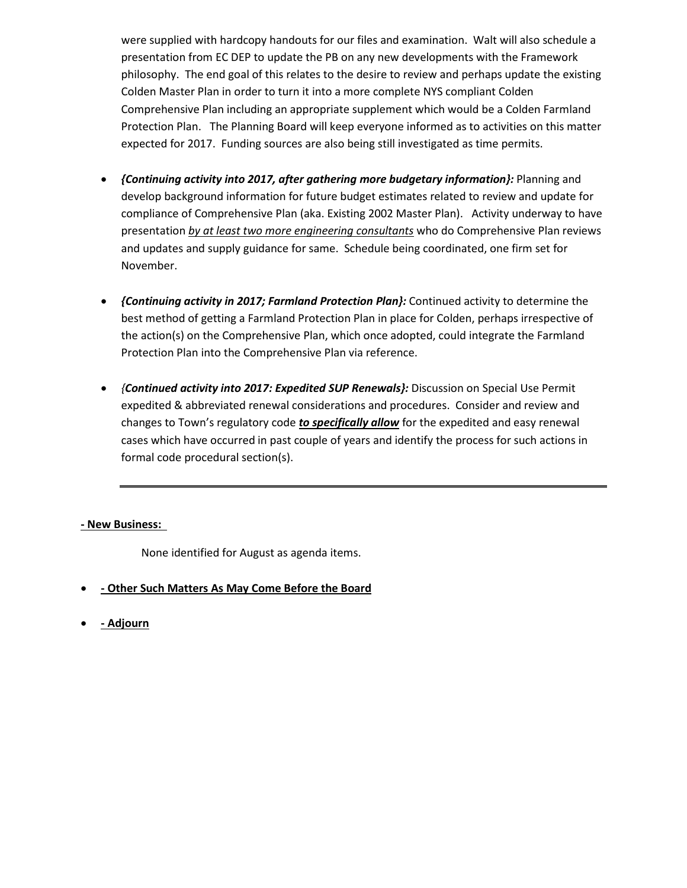were supplied with hardcopy handouts for our files and examination. Walt will also schedule a presentation from EC DEP to update the PB on any new developments with the Framework philosophy. The end goal of this relates to the desire to review and perhaps update the existing Colden Master Plan in order to turn it into a more complete NYS compliant Colden Comprehensive Plan including an appropriate supplement which would be a Colden Farmland Protection Plan. The Planning Board will keep everyone informed as to activities on this matter expected for 2017. Funding sources are also being still investigated as time permits.

- ***{Continuing activity into 2017, after gathering more budgetary information}:*** Planning and develop background information for future budget estimates related to review and update for compliance of Comprehensive Plan (aka. Existing 2002 Master Plan). Activity underway to have presentation <u>*by at least two more engineering consultants*</u> who do Comprehensive Plan reviews and updates and supply guidance for same. Schedule being coordinated, one firm set for November.

- ***{Continuing activity in 2017; Farmland Protection Plan}:*** Continued activity to determine the best method of getting a Farmland Protection Plan in place for Colden, perhaps irrespective of the action(s) on the Comprehensive Plan, which once adopted, could integrate the Farmland Protection Plan into the Comprehensive Plan via reference.

- *{**Continued activity into 2017: Expedited SUP Renewals}:*** Discussion on Special Use Permit expedited & abbreviated renewal considerations and procedures. Consider and review and changes to Town's regulatory code <u>***to specifically allow***</u> for the expedited and easy renewal cases which have occurred in past couple of years and identify the process for such actions in formal code procedural section(s).

---

**<u>- New Business:</u>**

None identified for August as agenda items.

- **<u>- Other Such Matters As May Come Before the Board</u>**

- **<u>- Adjourn</u>**